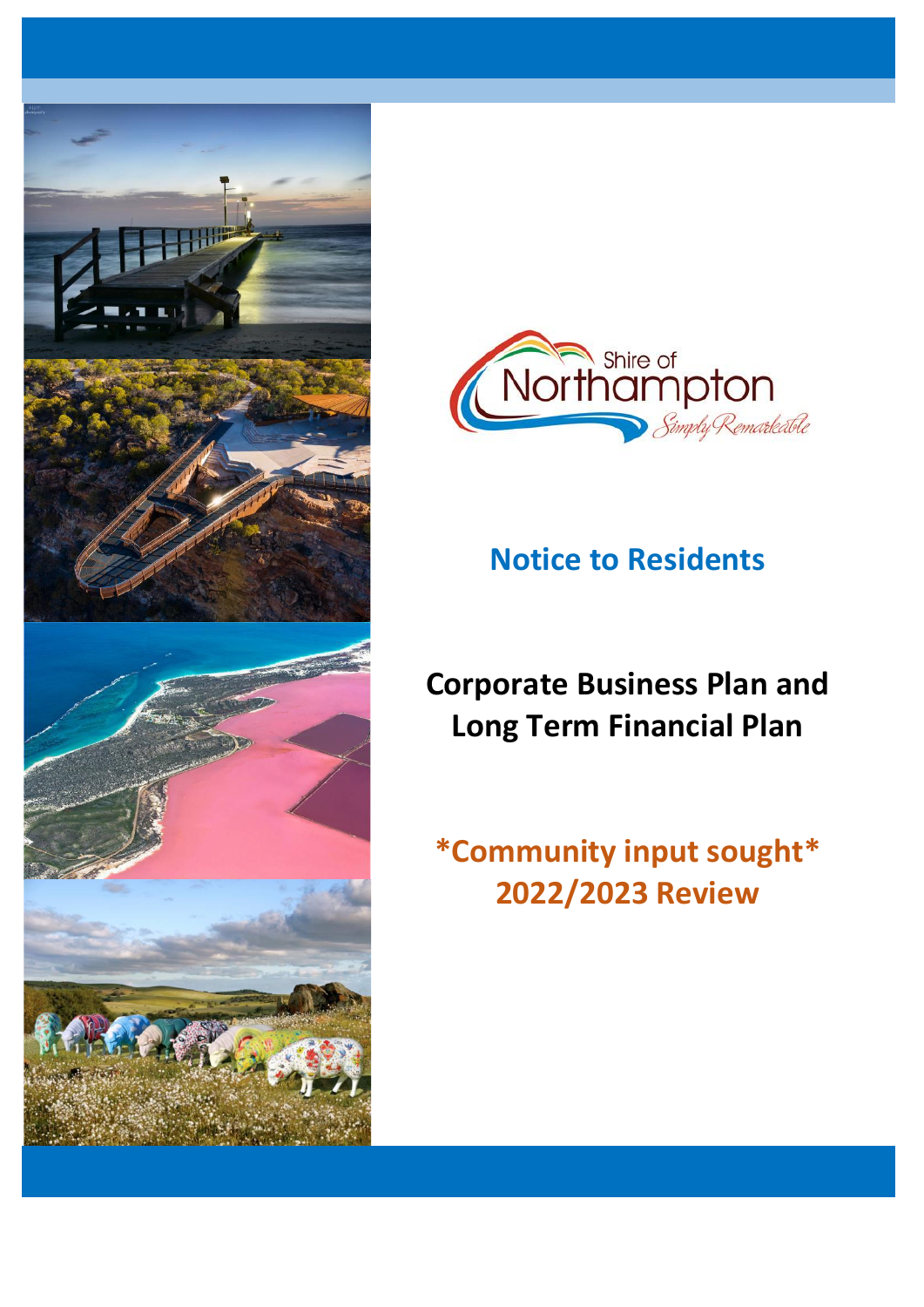Shire of Northampton

*Simply Remarkable*

# Notice to Residents

## Corporate Business Plan and Long Term Financial Plan

**\*Community input sought\***
**2022/2023 Review**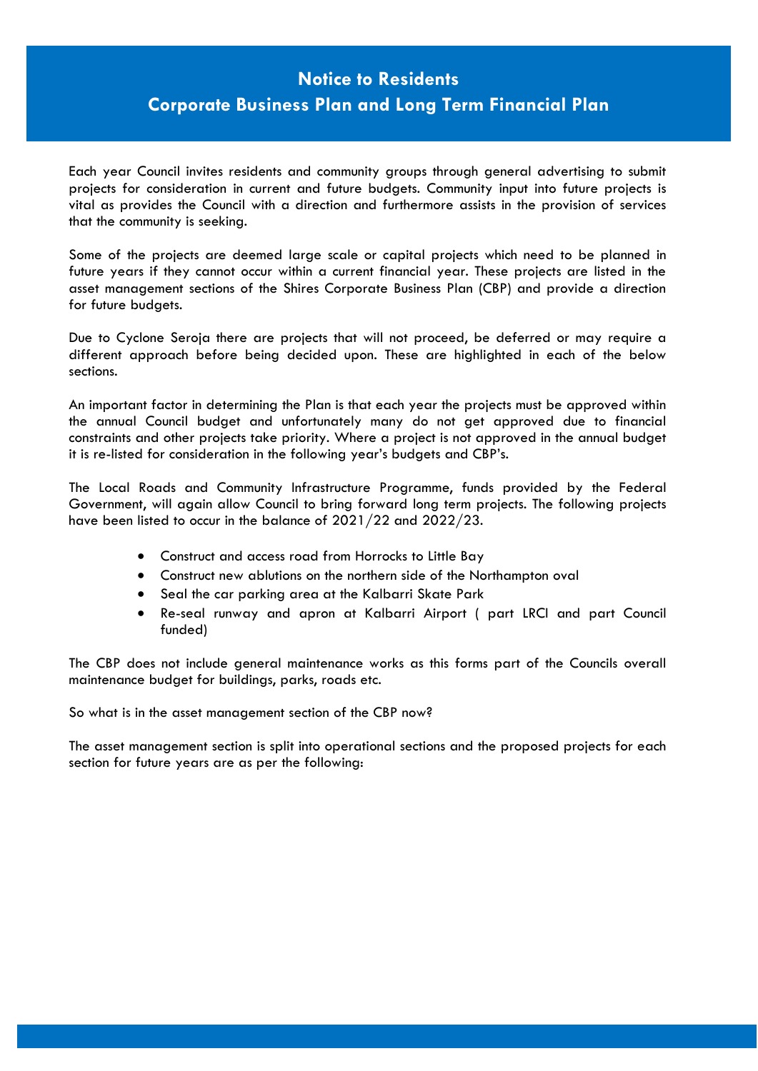# Notice to Residents

## Corporate Business Plan and Long Term Financial Plan

Each year Council invites residents and community groups through general advertising to submit projects for consideration in current and future budgets. Community input into future projects is vital as provides the Council with a direction and furthermore assists in the provision of services that the community is seeking.

Some of the projects are deemed large scale or capital projects which need to be planned in future years if they cannot occur within a current financial year. These projects are listed in the asset management sections of the Shires Corporate Business Plan (CBP) and provide a direction for future budgets.

Due to Cyclone Seroja there are projects that will not proceed, be deferred or may require a different approach before being decided upon. These are highlighted in each of the below sections.

An important factor in determining the Plan is that each year the projects must be approved within the annual Council budget and unfortunately many do not get approved due to financial constraints and other projects take priority. Where a project is not approved in the annual budget it is re-listed for consideration in the following year's budgets and CBP's.

The Local Roads and Community Infrastructure Programme, funds provided by the Federal Government, will again allow Council to bring forward long term projects. The following projects have been listed to occur in the balance of 2021/22 and 2022/23.

- Construct and access road from Horrocks to Little Bay
- Construct new ablutions on the northern side of the Northampton oval
- Seal the car parking area at the Kalbarri Skate Park
- Re-seal runway and apron at Kalbarri Airport ( part LRCI and part Council funded)

The CBP does not include general maintenance works as this forms part of the Councils overall maintenance budget for buildings, parks, roads etc.

So what is in the asset management section of the CBP now?

The asset management section is split into operational sections and the proposed projects for each section for future years are as per the following: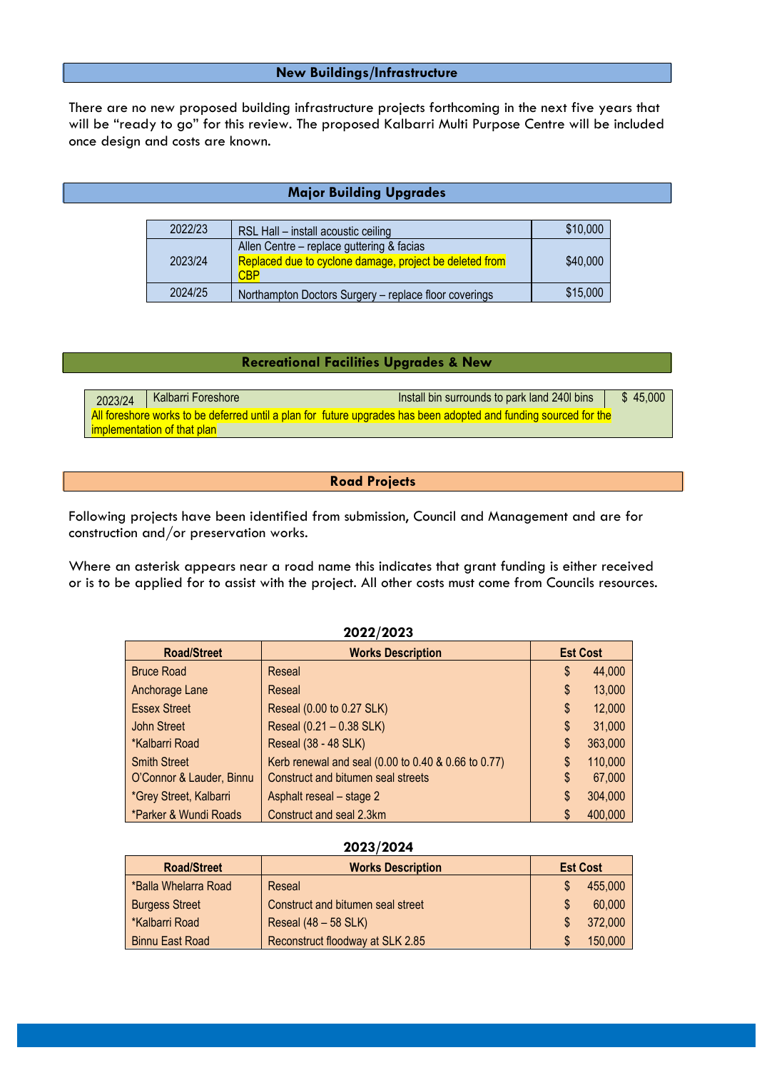## New Buildings/Infrastructure

There are no new proposed building infrastructure projects forthcoming in the next five years that will be "ready to go" for this review. The proposed Kalbarri Multi Purpose Centre will be included once design and costs are known.

## Major Building Upgrades

| | | |
|---|---|---|
| 2022/23 | RSL Hall – install acoustic ceiling | $10,000 |
| 2023/24 | Allen Centre – replace guttering & facias<br>Replaced due to cyclone damage, project be deleted from CBP | $40,000 |
| 2024/25 | Northampton Doctors Surgery – replace floor coverings | $15,000 |

## Recreational Facilities Upgrades & New

| | | | |
|---|---|---|---|
| 2023/24 | Kalbarri Foreshore | Install bin surrounds to park land 240l bins | $ 45,000 |
| All foreshore works to be deferred until a plan for future upgrades has been adopted and funding sourced for the implementation of that plan | | | |

## Road Projects

Following projects have been identified from submission, Council and Management and are for construction and/or preservation works.

Where an asterisk appears near a road name this indicates that grant funding is either received or is to be applied for to assist with the project. All other costs must come from Councils resources.

**2022/2023**

| Road/Street | Works Description | Est Cost |
|---|---|---|
| Bruce Road | Reseal | $ 44,000 |
| Anchorage Lane | Reseal | $ 13,000 |
| Essex Street | Reseal (0.00 to 0.27 SLK) | $ 12,000 |
| John Street | Reseal (0.21 – 0.38 SLK) | $ 31,000 |
| *Kalbarri Road | Reseal (38 - 48 SLK) | $ 363,000 |
| Smith Street | Kerb renewal and seal (0.00 to 0.40 & 0.66 to 0.77) | $ 110,000 |
| O'Connor & Lauder, Binnu | Construct and bitumen seal streets | $ 67,000 |
| *Grey Street, Kalbarri | Asphalt reseal – stage 2 | $ 304,000 |
| *Parker & Wundi Roads | Construct and seal 2.3km | $ 400,000 |

**2023/2024**

| Road/Street | Works Description | Est Cost |
|---|---|---|
| *Balla Whelarra Road | Reseal | $ 455,000 |
| Burgess Street | Construct and bitumen seal street | $ 60,000 |
| *Kalbarri Road | Reseal (48 – 58 SLK) | $ 372,000 |
| Binnu East Road | Reconstruct floodway at SLK 2.85 | $ 150,000 |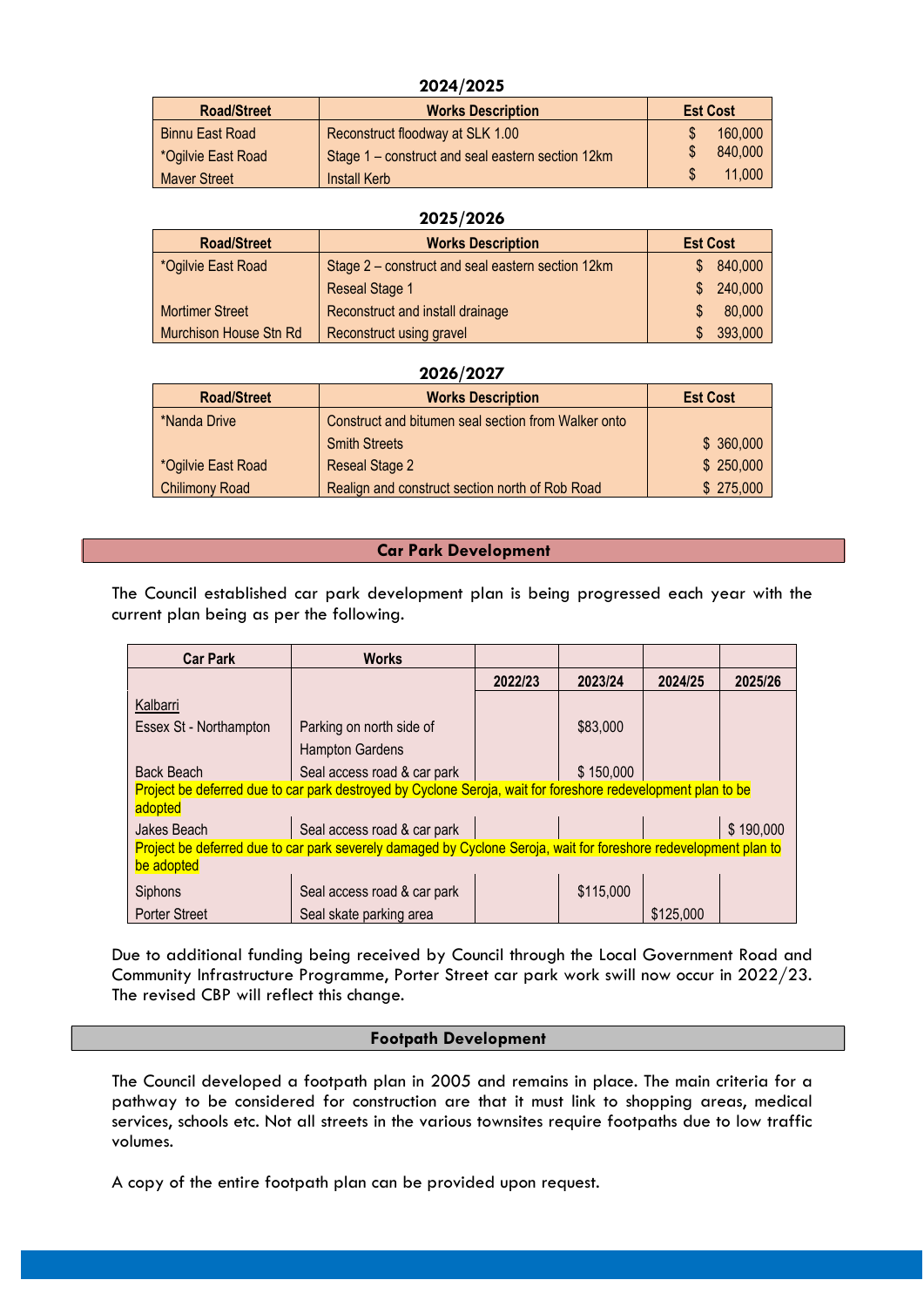### 2024/2025

| Road/Street | Works Description | Est Cost |
|---|---|---|
| Binnu East Road | Reconstruct floodway at SLK 1.00 | $ 160,000 |
| *Ogilvie East Road | Stage 1 – construct and seal eastern section 12km | $ 840,000 |
| Maver Street | Install Kerb | $ 11,000 |

### 2025/2026

| Road/Street | Works Description | Est Cost |
|---|---|---|
| *Ogilvie East Road | Stage 2 – construct and seal eastern section 12km | $ 840,000 |
| | Reseal Stage 1 | $ 240,000 |
| Mortimer Street | Reconstruct and install drainage | $ 80,000 |
| Murchison House Stn Rd | Reconstruct using gravel | $ 393,000 |

### 2026/2027

| Road/Street | Works Description | Est Cost |
|---|---|---|
| *Nanda Drive | Construct and bitumen seal section from Walker onto Smith Streets | $ 360,000 |
| *Ogilvie East Road | Reseal Stage 2 | $ 250,000 |
| Chilimony Road | Realign and construct section north of Rob Road | $ 275,000 |

## Car Park Development

The Council established car park development plan is being progressed each year with the current plan being as per the following.

| Car Park | Works | 2022/23 | 2023/24 | 2024/25 | 2025/26 |
|---|---|---|---|---|---|
| Kalbarri | | | | | |
| Essex St - Northampton | Parking on north side of Hampton Gardens | | $83,000 | | |
| Back Beach | Seal access road & car park | | $ 150,000 | | |
| Project be deferred due to car park destroyed by Cyclone Seroja, wait for foreshore redevelopment plan to be adopted | | | | | |
| Jakes Beach | Seal access road & car park | | | | $ 190,000 |
| Project be deferred due to car park severely damaged by Cyclone Seroja, wait for foreshore redevelopment plan to be adopted | | | | | |
| Siphons | Seal access road & car park | | $115,000 | | |
| Porter Street | Seal skate parking area | | | $125,000 | |

Due to additional funding being received by Council through the Local Government Road and Community Infrastructure Programme, Porter Street car park work swill now occur in 2022/23. The revised CBP will reflect this change.

## Footpath Development

The Council developed a footpath plan in 2005 and remains in place. The main criteria for a pathway to be considered for construction are that it must link to shopping areas, medical services, schools etc. Not all streets in the various townsites require footpaths due to low traffic volumes.

A copy of the entire footpath plan can be provided upon request.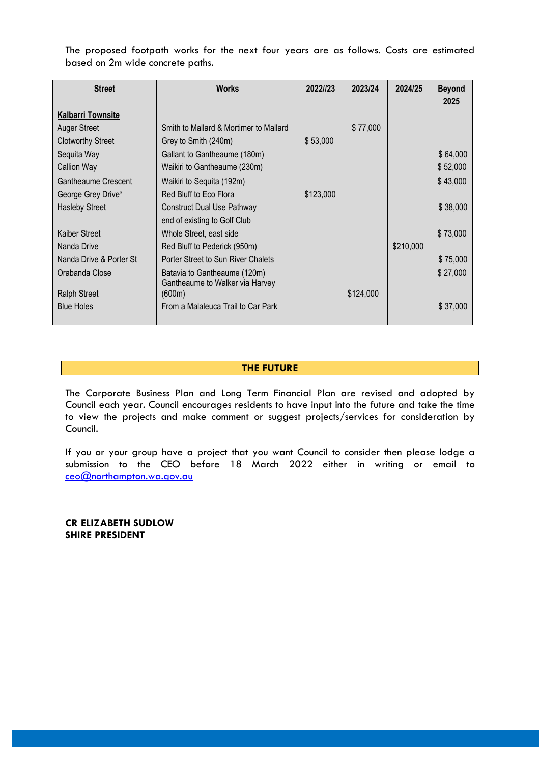The proposed footpath works for the next four years are as follows. Costs are estimated based on 2m wide concrete paths.

| Street | Works | 2022//23 | 2023/24 | 2024/25 | Beyond 2025 |
|---|---|---|---|---|---|
| **Kalbarri Townsite** | | | | | |
| Auger Street | Smith to Mallard & Mortimer to Mallard | | $ 77,000 | | |
| Clotworthy Street | Grey to Smith (240m) | $ 53,000 | | | |
| Sequita Way | Gallant to Gantheaume (180m) | | | | $ 64,000 |
| Callion Way | Waikiri to Gantheaume (230m) | | | | $ 52,000 |
| Gantheaume Crescent | Waikiri to Sequita (192m) | | | | $ 43,000 |
| George Grey Drive* | Red Bluff to Eco Flora | $123,000 | | | |
| Hasleby Street | Construct Dual Use Pathway end of existing to Golf Club | | | | $ 38,000 |
| Kaiber Street | Whole Street, east side | | | | $ 73,000 |
| Nanda Drive | Red Bluff to Pederick (950m) | | | $210,000 | |
| Nanda Drive & Porter St | Porter Street to Sun River Chalets | | | | $ 75,000 |
| Orabanda Close | Batavia to Gantheaume (120m) | | | | $ 27,000 |
| Ralph Street | Gantheaume to Walker via Harvey (600m) | | $124,000 | | |
| Blue Holes | From a Malaleuca Trail to Car Park | | | | $ 37,000 |

## THE FUTURE

The Corporate Business Plan and Long Term Financial Plan are revised and adopted by Council each year. Council encourages residents to have input into the future and take the time to view the projects and make comment or suggest projects/services for consideration by Council.

If you or your group have a project that you want Council to consider then please lodge a submission to the CEO before 18 March 2022 either in writing or email to ceo@northampton.wa.gov.au

**CR ELIZABETH SUDLOW**
**SHIRE PRESIDENT**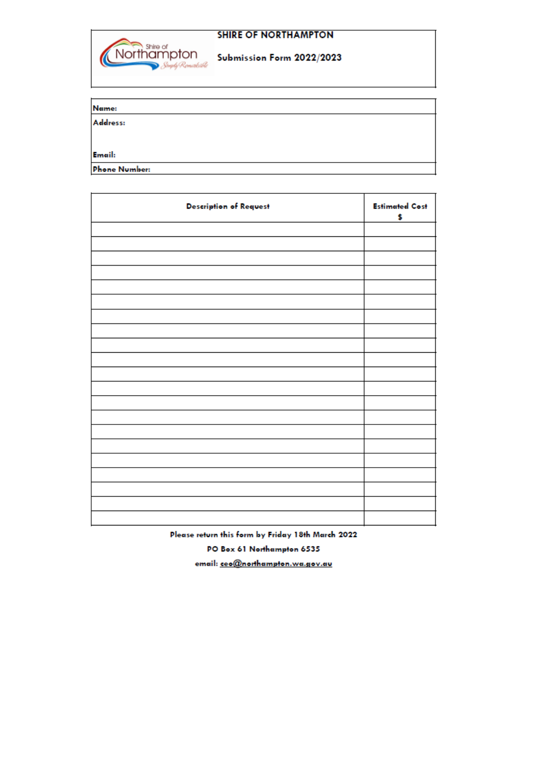# SHIRE OF NORTHAMPTON

## Submission Form 2022/2023

| | |
|---|---|
| **Name:** | |
| **Address:** | |
| **Email:** | |
| **Phone Number:** | |

| Description of Request | Estimated Cost $ |
|---|---|
| | |
| | |
| | |
| | |
| | |
| | |
| | |
| | |
| | |
| | |
| | |
| | |
| | |
| | |
| | |
| | |
| | |
| | |
| | |
| | |
| | |

**Please return this form by Friday 18th March 2022**

**PO Box 61 Northampton 6535**

**email: ceo@northampton.wa.gov.au**